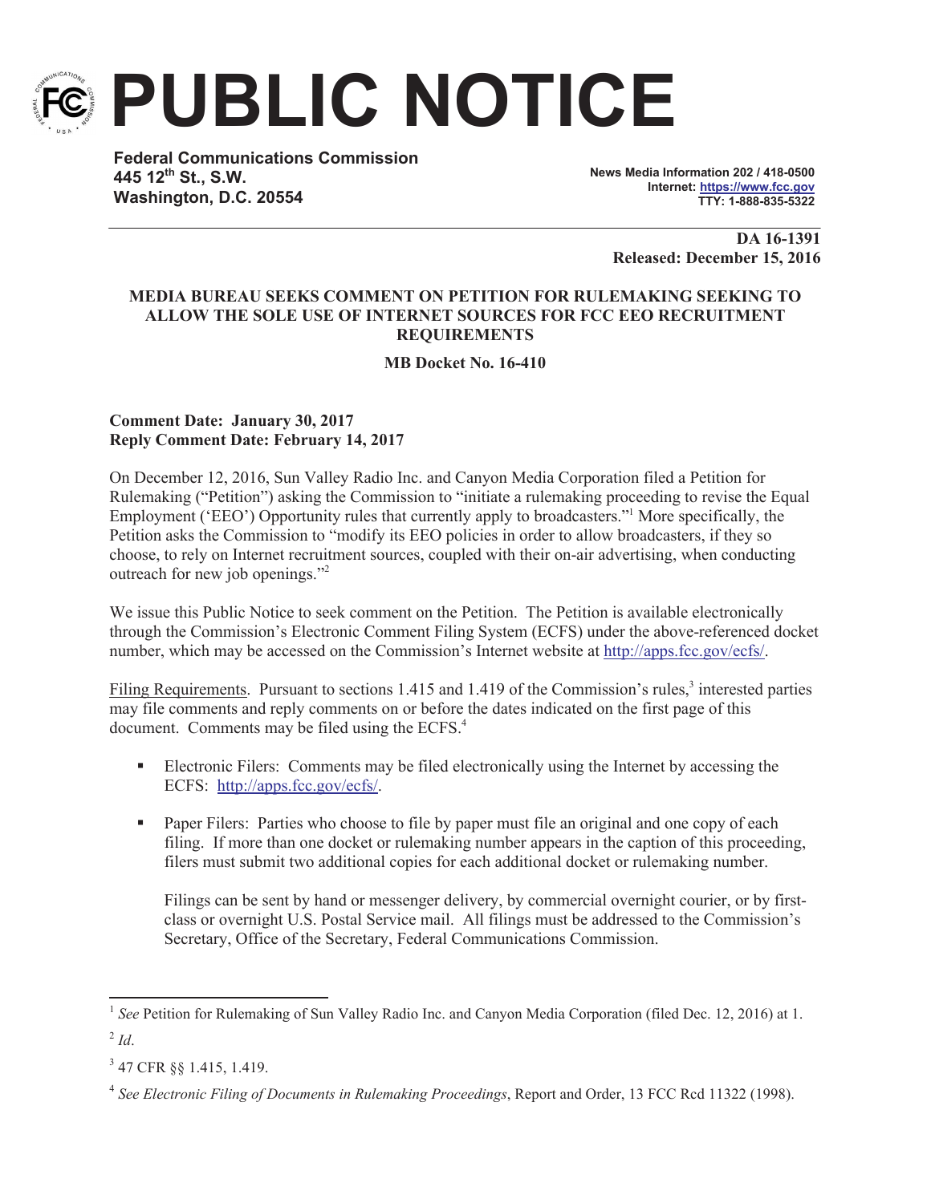# PUBLIC NOTICE

**Federal Communications Commission**
**445 12th St., S.W.**
**Washington, D.C. 20554**

**News Media Information 202 / 418-0500**
**Internet: https://www.fcc.gov**
**TTY: 1-888-835-5322**

**DA 16-1391**
**Released: December 15, 2016**

**MEDIA BUREAU SEEKS COMMENT ON PETITION FOR RULEMAKING SEEKING TO ALLOW THE SOLE USE OF INTERNET SOURCES FOR FCC EEO RECRUITMENT REQUIREMENTS**

**MB Docket No. 16-410**

**Comment Date: January 30, 2017**
**Reply Comment Date: February 14, 2017**

On December 12, 2016, Sun Valley Radio Inc. and Canyon Media Corporation filed a Petition for Rulemaking ("Petition") asking the Commission to "initiate a rulemaking proceeding to revise the Equal Employment ('EEO') Opportunity rules that currently apply to broadcasters."[1] More specifically, the Petition asks the Commission to "modify its EEO policies in order to allow broadcasters, if they so choose, to rely on Internet recruitment sources, coupled with their on-air advertising, when conducting outreach for new job openings."[2]

We issue this Public Notice to seek comment on the Petition. The Petition is available electronically through the Commission's Electronic Comment Filing System (ECFS) under the above-referenced docket number, which may be accessed on the Commission's Internet website at http://apps.fcc.gov/ecfs/.

Filing Requirements. Pursuant to sections 1.415 and 1.419 of the Commission's rules,[3] interested parties may file comments and reply comments on or before the dates indicated on the first page of this document. Comments may be filed using the ECFS.[4]

- Electronic Filers: Comments may be filed electronically using the Internet by accessing the ECFS: http://apps.fcc.gov/ecfs/.

- Paper Filers: Parties who choose to file by paper must file an original and one copy of each filing. If more than one docket or rulemaking number appears in the caption of this proceeding, filers must submit two additional copies for each additional docket or rulemaking number.

  Filings can be sent by hand or messenger delivery, by commercial overnight courier, or by first-class or overnight U.S. Postal Service mail. All filings must be addressed to the Commission's Secretary, Office of the Secretary, Federal Communications Commission.

---

[1] *See* Petition for Rulemaking of Sun Valley Radio Inc. and Canyon Media Corporation (filed Dec. 12, 2016) at 1.

[2] *Id*.

[3] 47 CFR §§ 1.415, 1.419.

[4] *See Electronic Filing of Documents in Rulemaking Proceedings*, Report and Order, 13 FCC Rcd 11322 (1998).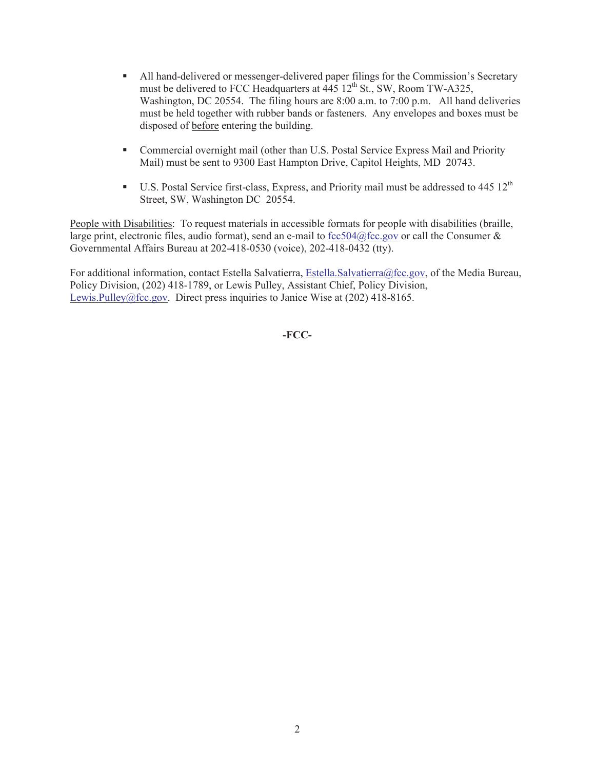- All hand-delivered or messenger-delivered paper filings for the Commission's Secretary must be delivered to FCC Headquarters at 445 12th St., SW, Room TW-A325, Washington, DC 20554. The filing hours are 8:00 a.m. to 7:00 p.m. All hand deliveries must be held together with rubber bands or fasteners. Any envelopes and boxes must be disposed of <u>before</u> entering the building.

- Commercial overnight mail (other than U.S. Postal Service Express Mail and Priority Mail) must be sent to 9300 East Hampton Drive, Capitol Heights, MD 20743.

- U.S. Postal Service first-class, Express, and Priority mail must be addressed to 445 12th Street, SW, Washington DC 20554.

<u>People with Disabilities</u>: To request materials in accessible formats for people with disabilities (braille, large print, electronic files, audio format), send an e-mail to fcc504@fcc.gov or call the Consumer & Governmental Affairs Bureau at 202-418-0530 (voice), 202-418-0432 (tty).

For additional information, contact Estella Salvatierra, Estella.Salvatierra@fcc.gov, of the Media Bureau, Policy Division, (202) 418-1789, or Lewis Pulley, Assistant Chief, Policy Division, Lewis.Pulley@fcc.gov. Direct press inquiries to Janice Wise at (202) 418-8165.

**-FCC-**